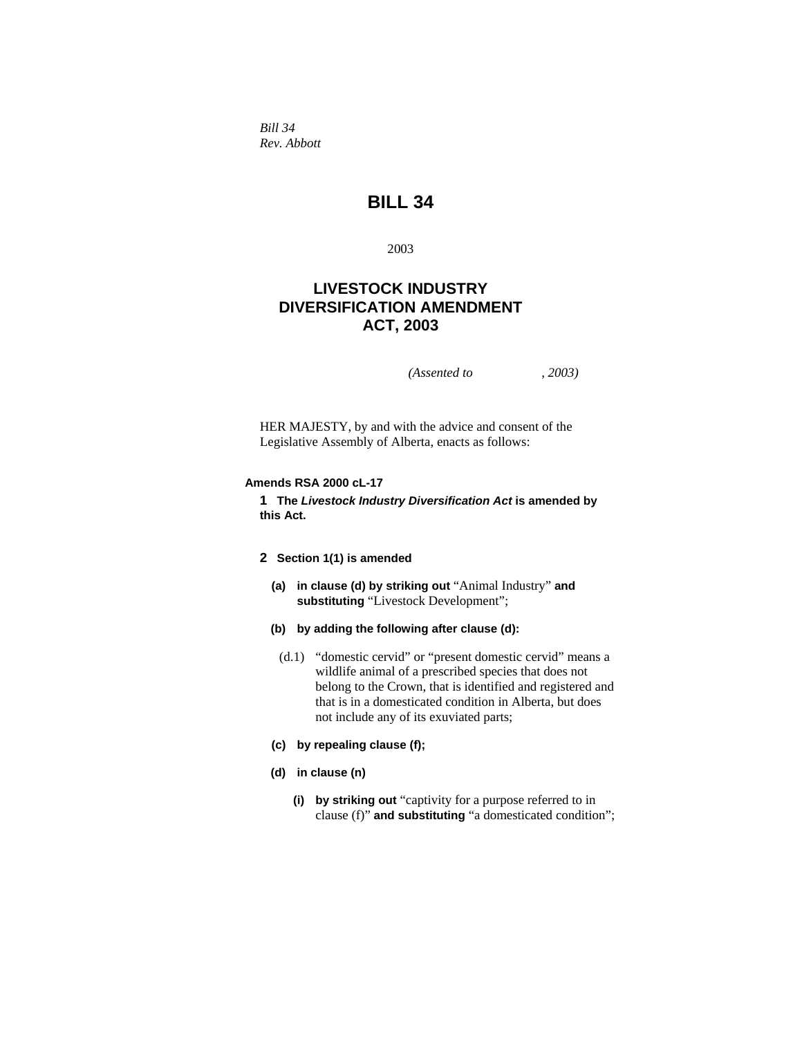*Bill 34*
*Rev. Abbott*

# BILL 34

2003

## LIVESTOCK INDUSTRY DIVERSIFICATION AMENDMENT ACT, 2003

*(Assented to , 2003)*

HER MAJESTY, by and with the advice and consent of the Legislative Assembly of Alberta, enacts as follows:

**Amends RSA 2000 cL-17**

**1 The *Livestock Industry Diversification Act* is amended by this Act.**

**2 Section 1(1) is amended**

**(a) in clause (d) by striking out** "Animal Industry" **and substituting** "Livestock Development";

**(b) by adding the following after clause (d):**

(d.1) "domestic cervid" or "present domestic cervid" means a wildlife animal of a prescribed species that does not belong to the Crown, that is identified and registered and that is in a domesticated condition in Alberta, but does not include any of its exuviated parts;

**(c) by repealing clause (f);**

**(d) in clause (n)**

**(i) by striking out** "captivity for a purpose referred to in clause (f)" **and substituting** "a domesticated condition";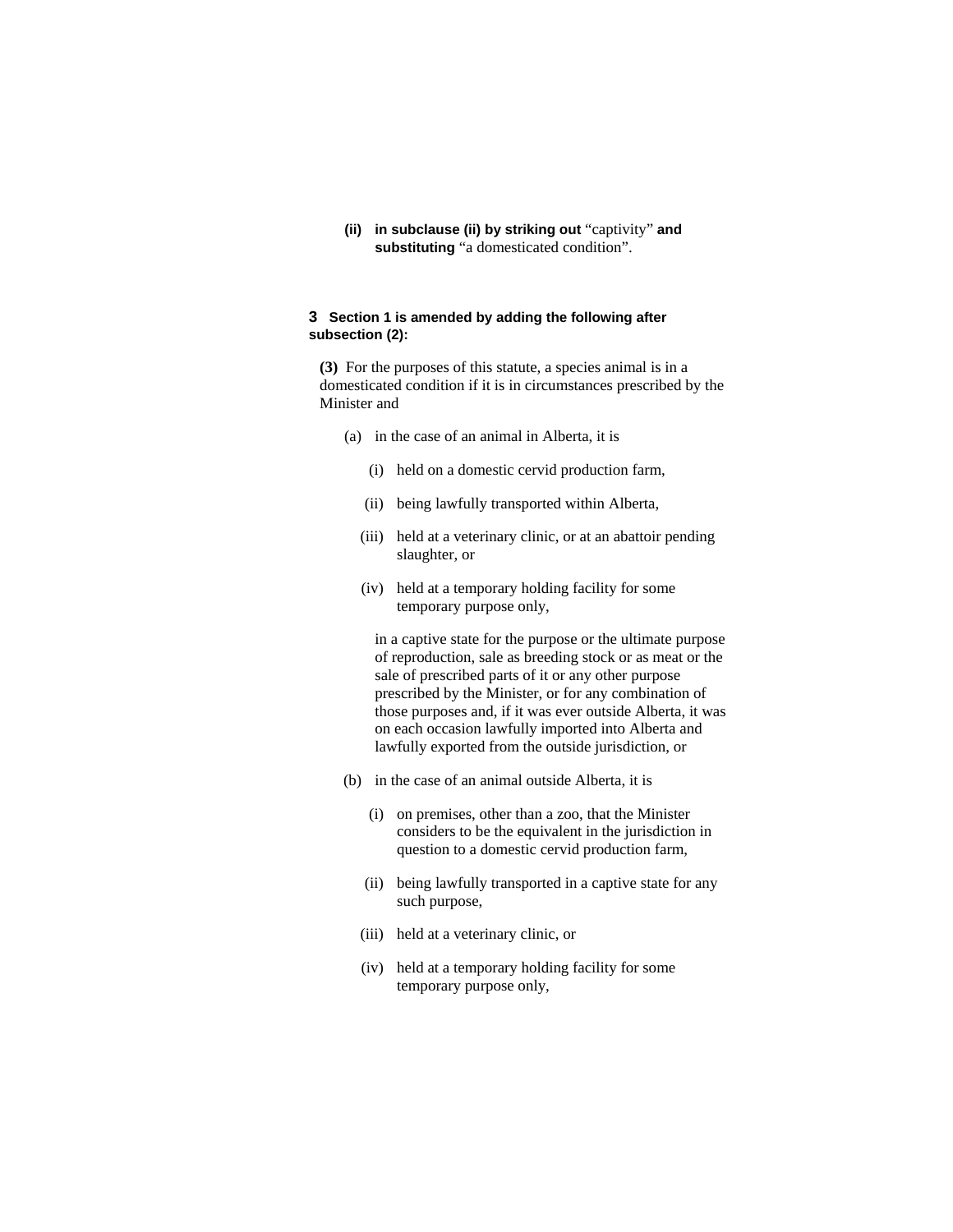**(ii) in subclause (ii) by striking out** “captivity” **and substituting** “a domesticated condition”.

**3 Section 1 is amended by adding the following after subsection (2):**

**(3)** For the purposes of this statute, a species animal is in a domesticated condition if it is in circumstances prescribed by the Minister and

(a) in the case of an animal in Alberta, it is

(i) held on a domestic cervid production farm,

(ii) being lawfully transported within Alberta,

(iii) held at a veterinary clinic, or at an abattoir pending slaughter, or

(iv) held at a temporary holding facility for some temporary purpose only,

in a captive state for the purpose or the ultimate purpose of reproduction, sale as breeding stock or as meat or the sale of prescribed parts of it or any other purpose prescribed by the Minister, or for any combination of those purposes and, if it was ever outside Alberta, it was on each occasion lawfully imported into Alberta and lawfully exported from the outside jurisdiction, or

(b) in the case of an animal outside Alberta, it is

(i) on premises, other than a zoo, that the Minister considers to be the equivalent in the jurisdiction in question to a domestic cervid production farm,

(ii) being lawfully transported in a captive state for any such purpose,

(iii) held at a veterinary clinic, or

(iv) held at a temporary holding facility for some temporary purpose only,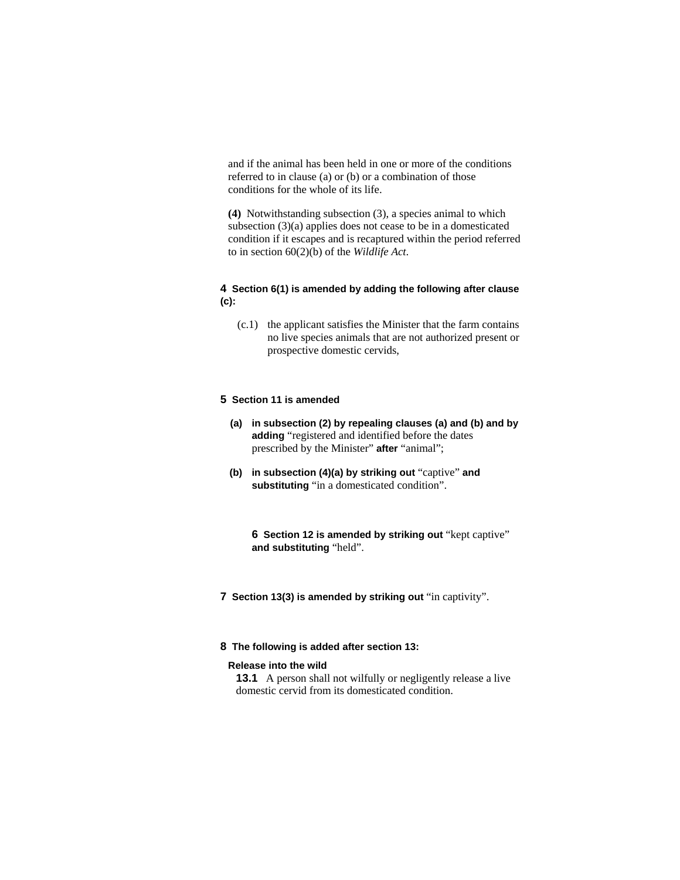and if the animal has been held in one or more of the conditions referred to in clause (a) or (b) or a combination of those conditions for the whole of its life.

**(4)** Notwithstanding subsection (3), a species animal to which subsection (3)(a) applies does not cease to be in a domesticated condition if it escapes and is recaptured within the period referred to in section 60(2)(b) of the *Wildlife Act*.

**4 Section 6(1) is amended by adding the following after clause (c):**

(c.1) the applicant satisfies the Minister that the farm contains no live species animals that are not authorized present or prospective domestic cervids,

**5 Section 11 is amended**

**(a) in subsection (2) by repealing clauses (a) and (b) and by adding** "registered and identified before the dates prescribed by the Minister" **after** "animal";

**(b) in subsection (4)(a) by striking out** "captive" **and substituting** "in a domesticated condition".

**6 Section 12 is amended by striking out** "kept captive" **and substituting** "held".

**7 Section 13(3) is amended by striking out** "in captivity".

**8 The following is added after section 13:**

**Release into the wild**

**13.1** A person shall not wilfully or negligently release a live domestic cervid from its domesticated condition.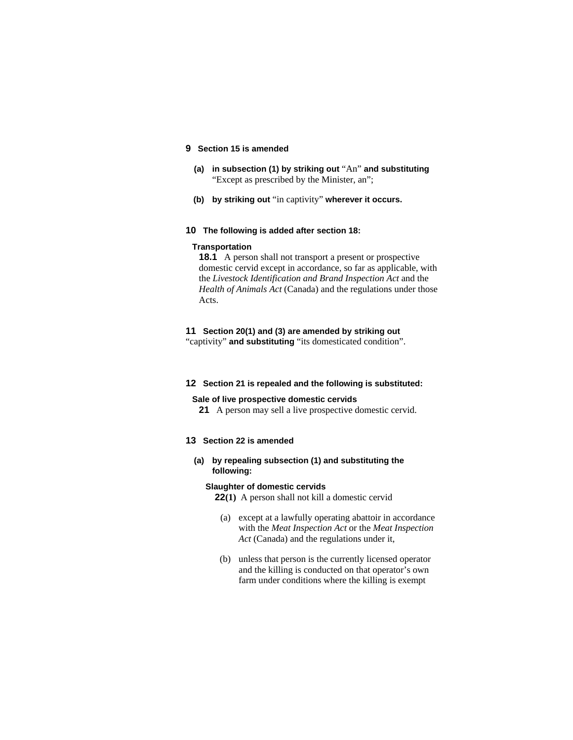**9 Section 15 is amended**

**(a) in subsection (1) by striking out** "An" **and substituting** "Except as prescribed by the Minister, an";

**(b) by striking out** "in captivity" **wherever it occurs.**

**10 The following is added after section 18:**

**Transportation**

**18.1** A person shall not transport a present or prospective domestic cervid except in accordance, so far as applicable, with the *Livestock Identification and Brand Inspection Act* and the *Health of Animals Act* (Canada) and the regulations under those Acts.

**11 Section 20(1) and (3) are amended by striking out** "captivity" **and substituting** "its domesticated condition".

**12 Section 21 is repealed and the following is substituted:**

**Sale of live prospective domestic cervids**

**21** A person may sell a live prospective domestic cervid.

**13 Section 22 is amended**

**(a) by repealing subsection (1) and substituting the following:**

**Slaughter of domestic cervids**

**22(1)** A person shall not kill a domestic cervid

(a) except at a lawfully operating abattoir in accordance with the *Meat Inspection Act* or the *Meat Inspection Act* (Canada) and the regulations under it,

(b) unless that person is the currently licensed operator and the killing is conducted on that operator's own farm under conditions where the killing is exempt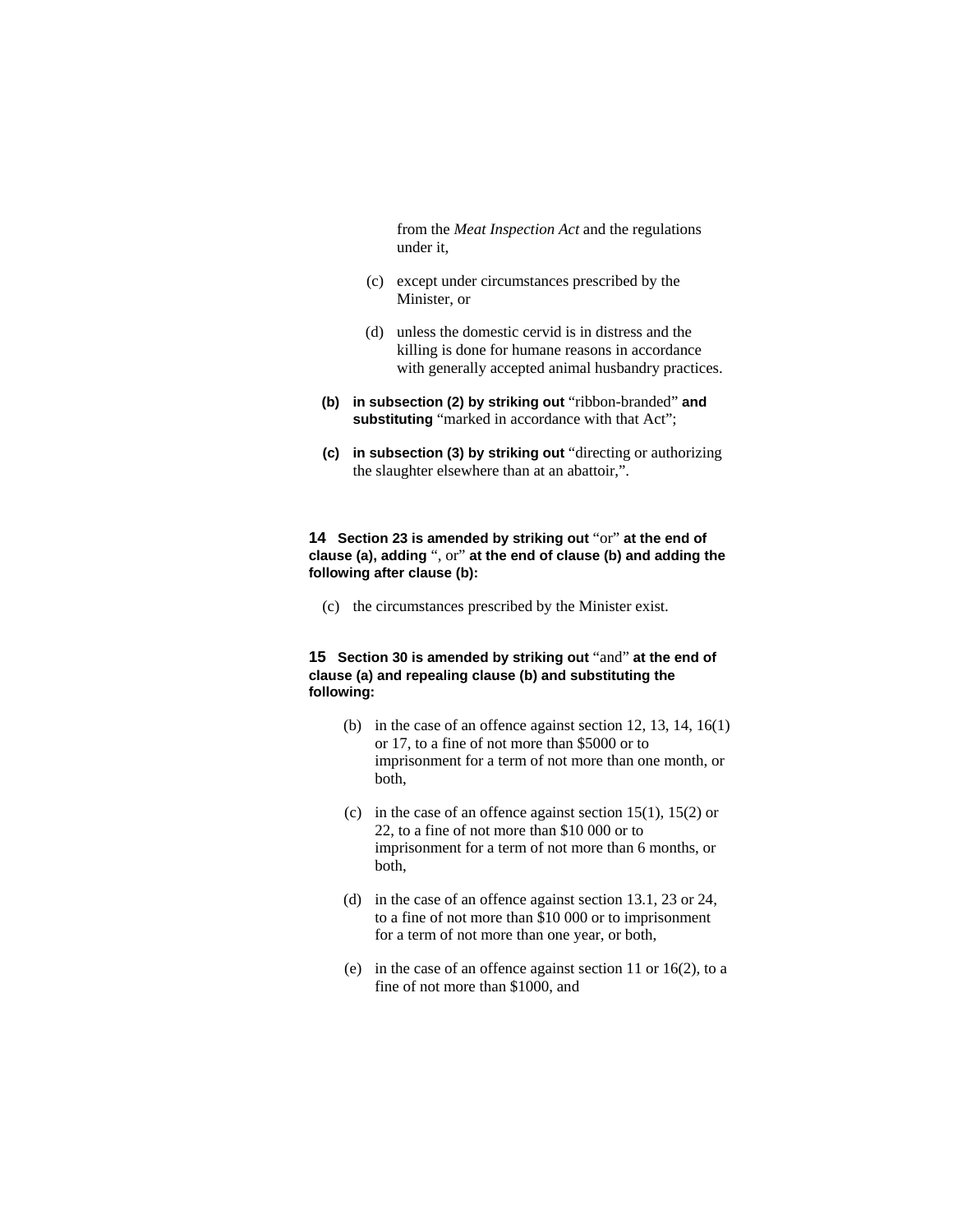from the *Meat Inspection Act* and the regulations under it,

(c) except under circumstances prescribed by the Minister, or

(d) unless the domestic cervid is in distress and the killing is done for humane reasons in accordance with generally accepted animal husbandry practices.

**(b) in subsection (2) by striking out** “ribbon-branded” **and substituting** “marked in accordance with that Act”;

**(c) in subsection (3) by striking out** “directing or authorizing the slaughter elsewhere than at an abattoir,”.

**14 Section 23 is amended by striking out** “or” **at the end of clause (a), adding** “, or” **at the end of clause (b) and adding the following after clause (b):**

(c) the circumstances prescribed by the Minister exist.

**15 Section 30 is amended by striking out** “and” **at the end of clause (a) and repealing clause (b) and substituting the following:**

(b) in the case of an offence against section 12, 13, 14, 16(1) or 17, to a fine of not more than $5000 or to imprisonment for a term of not more than one month, or both,

(c) in the case of an offence against section 15(1), 15(2) or 22, to a fine of not more than $10 000 or to imprisonment for a term of not more than 6 months, or both,

(d) in the case of an offence against section 13.1, 23 or 24, to a fine of not more than $10 000 or to imprisonment for a term of not more than one year, or both,

(e) in the case of an offence against section 11 or 16(2), to a fine of not more than $1000, and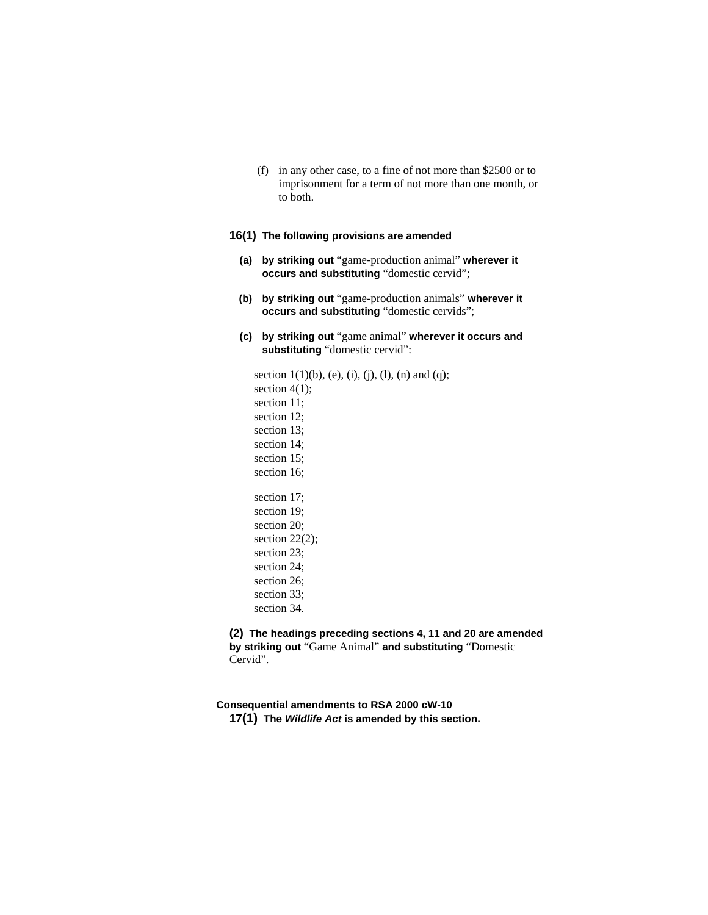(f) in any other case, to a fine of not more than $2500 or to imprisonment for a term of not more than one month, or to both.

**16(1) The following provisions are amended**

**(a) by striking out** “game-production animal” **wherever it occurs and substituting** “domestic cervid”;

**(b) by striking out** “game-production animals” **wherever it occurs and substituting** “domestic cervids”;

**(c) by striking out** “game animal” **wherever it occurs and substituting** “domestic cervid”:

section 1(1)(b), (e), (i), (j), (l), (n) and (q);
section 4(1);
section 11;
section 12;
section 13;
section 14;
section 15;
section 16;

section 17;
section 19;
section 20;
section 22(2);
section 23;
section 24;
section 26;
section 33;
section 34.

**(2) The headings preceding sections 4, 11 and 20 are amended by striking out** “Game Animal” **and substituting** “Domestic Cervid”.

**Consequential amendments to RSA 2000 cW-10**

**17(1) The *Wildlife Act* is amended by this section.**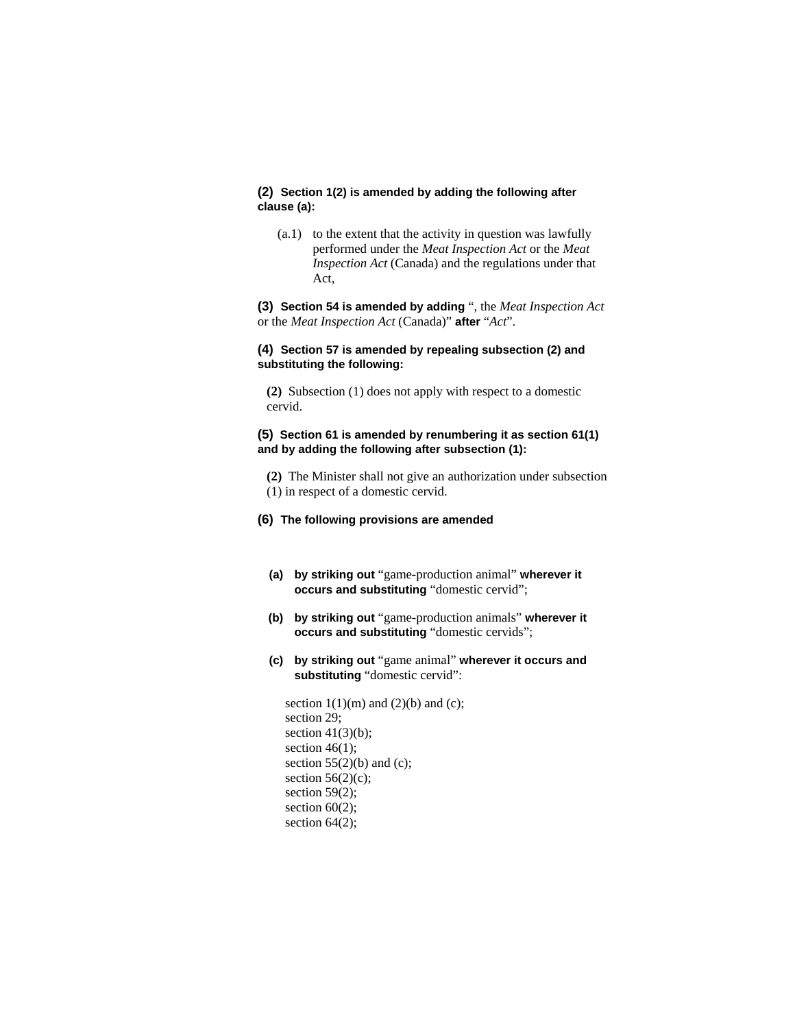**(2) Section 1(2) is amended by adding the following after clause (a):**

> (a.1) to the extent that the activity in question was lawfully performed under the *Meat Inspection Act* or the *Meat Inspection Act* (Canada) and the regulations under that Act,

**(3) Section 54 is amended by adding** “, the *Meat Inspection Act* or the *Meat Inspection Act* (Canada)” **after** “*Act*”.

**(4) Section 57 is amended by repealing subsection (2) and substituting the following:**

> **(2)** Subsection (1) does not apply with respect to a domestic cervid.

**(5) Section 61 is amended by renumbering it as section 61(1) and by adding the following after subsection (1):**

> **(2)** The Minister shall not give an authorization under subsection (1) in respect of a domestic cervid.

**(6) The following provisions are amended**

- **(a) by striking out** “game-production animal” **wherever it occurs and substituting** “domestic cervid”;
- **(b) by striking out** “game-production animals” **wherever it occurs and substituting** “domestic cervids”;
- **(c) by striking out** “game animal” **wherever it occurs and substituting** “domestic cervid”:

section 1(1)(m) and (2)(b) and (c);
section 29;
section 41(3)(b);
section 46(1);
section 55(2)(b) and (c);
section 56(2)(c);
section 59(2);
section 60(2);
section 64(2);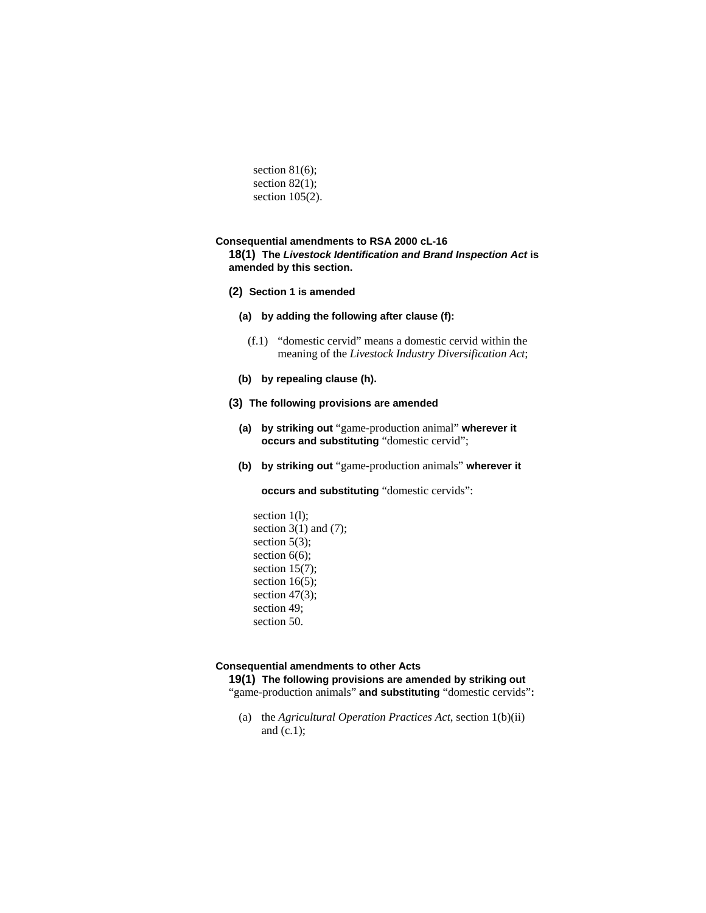section 81(6);
section 82(1);
section 105(2).

**Consequential amendments to RSA 2000 cL-16**

**18(1) The *Livestock Identification and Brand Inspection Act* is amended by this section.**

**(2) Section 1 is amended**

**(a) by adding the following after clause (f):**

(f.1) "domestic cervid" means a domestic cervid within the meaning of the *Livestock Industry Diversification Act*;

**(b) by repealing clause (h).**

**(3) The following provisions are amended**

**(a) by striking out** "game-production animal" **wherever it occurs and substituting** "domestic cervid";

**(b) by striking out** "game-production animals" **wherever it occurs and substituting** "domestic cervids":

section 1(l);
section 3(1) and (7);
section 5(3);
section 6(6);
section 15(7);
section 16(5);
section 47(3);
section 49;
section 50.

**Consequential amendments to other Acts**

**19(1) The following provisions are amended by striking out** "game-production animals" **and substituting** "domestic cervids"**:**

(a) the *Agricultural Operation Practices Act*, section 1(b)(ii) and (c.1);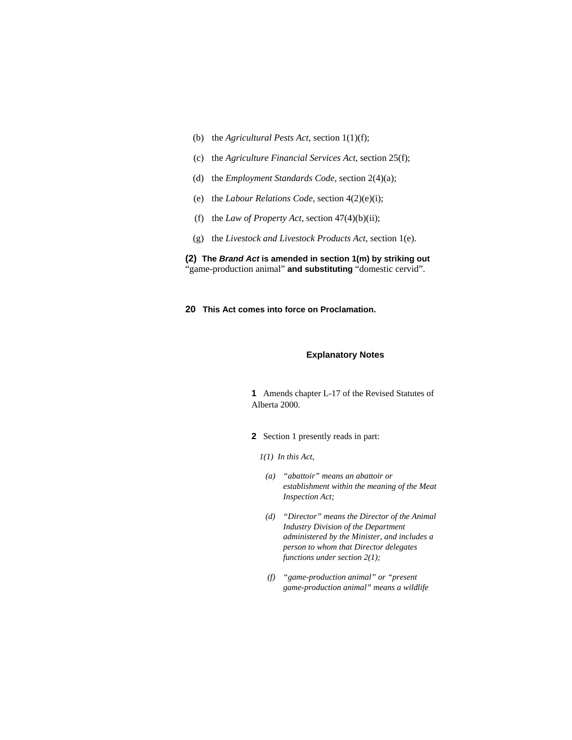(b) the *Agricultural Pests Act*, section 1(1)(f);

(c) the *Agriculture Financial Services Act*, section 25(f);

(d) the *Employment Standards Code*, section 2(4)(a);

(e) the *Labour Relations Code*, section 4(2)(e)(i);

(f) the *Law of Property Act*, section 47(4)(b)(ii);

(g) the *Livestock and Livestock Products Act*, section 1(e).

**(2) The *Brand Act* is amended in section 1(m) by striking out** "game-production animal" **and substituting** "domestic cervid".

**20 This Act comes into force on Proclamation.**

### Explanatory Notes

**1** Amends chapter L-17 of the Revised Statutes of Alberta 2000.

**2** Section 1 presently reads in part:

*1(1) In this Act,*

*(a) "abattoir" means an abattoir or establishment within the meaning of the Meat Inspection Act;*

*(d) "Director" means the Director of the Animal Industry Division of the Department administered by the Minister, and includes a person to whom that Director delegates functions under section 2(1);*

*(f) "game-production animal" or "present game-production animal" means a wildlife*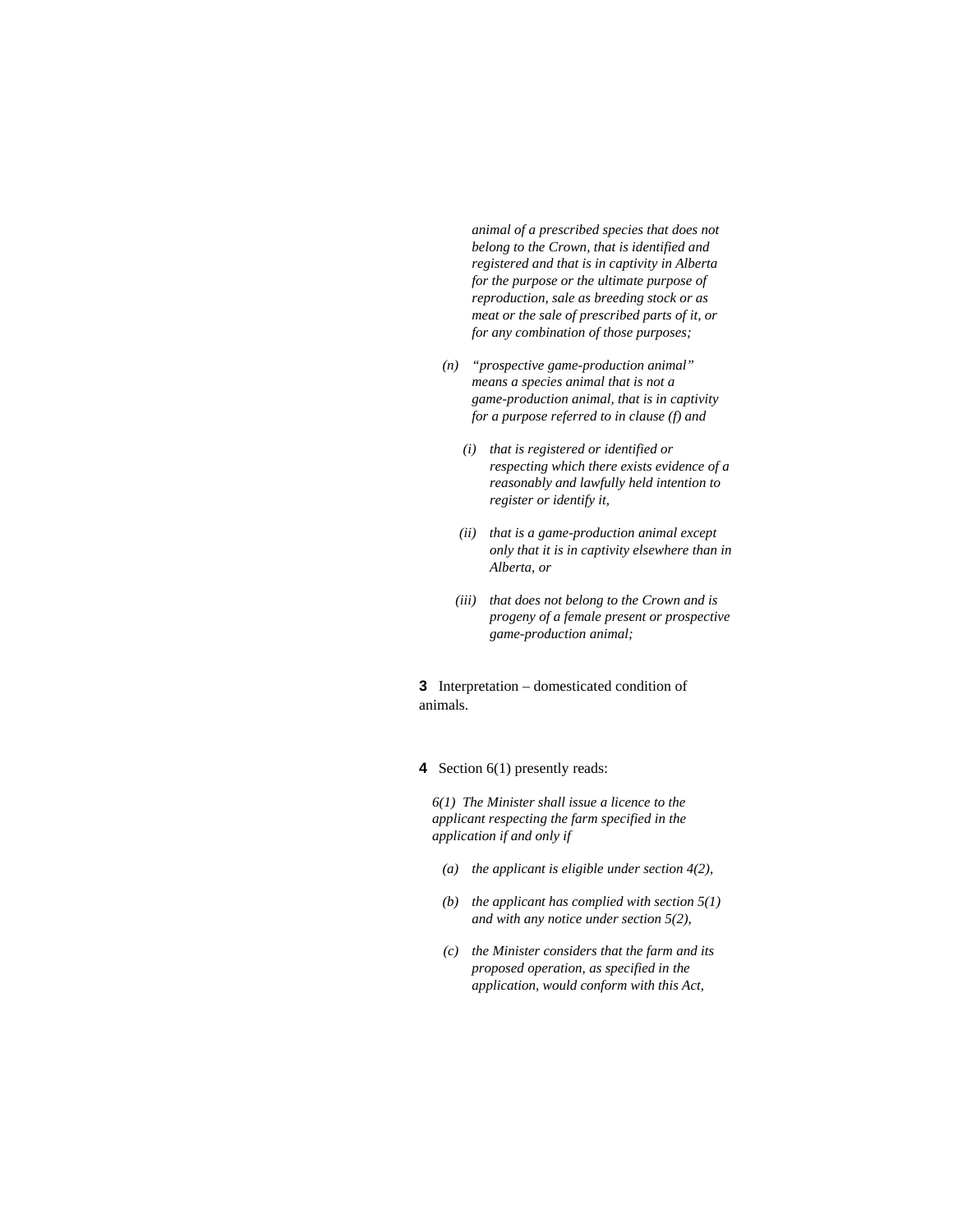*animal of a prescribed species that does not belong to the Crown, that is identified and registered and that is in captivity in Alberta for the purpose or the ultimate purpose of reproduction, sale as breeding stock or as meat or the sale of prescribed parts of it, or for any combination of those purposes;*

*(n) "prospective game-production animal" means a species animal that is not a game-production animal, that is in captivity for a purpose referred to in clause (f) and*

*(i) that is registered or identified or respecting which there exists evidence of a reasonably and lawfully held intention to register or identify it,*

*(ii) that is a game-production animal except only that it is in captivity elsewhere than in Alberta, or*

*(iii) that does not belong to the Crown and is progeny of a female present or prospective game-production animal;*

**3** Interpretation – domesticated condition of animals.

**4** Section 6(1) presently reads:

*6(1) The Minister shall issue a licence to the applicant respecting the farm specified in the application if and only if*

*(a) the applicant is eligible under section 4(2),*

*(b) the applicant has complied with section 5(1) and with any notice under section 5(2),*

*(c) the Minister considers that the farm and its proposed operation, as specified in the application, would conform with this Act,*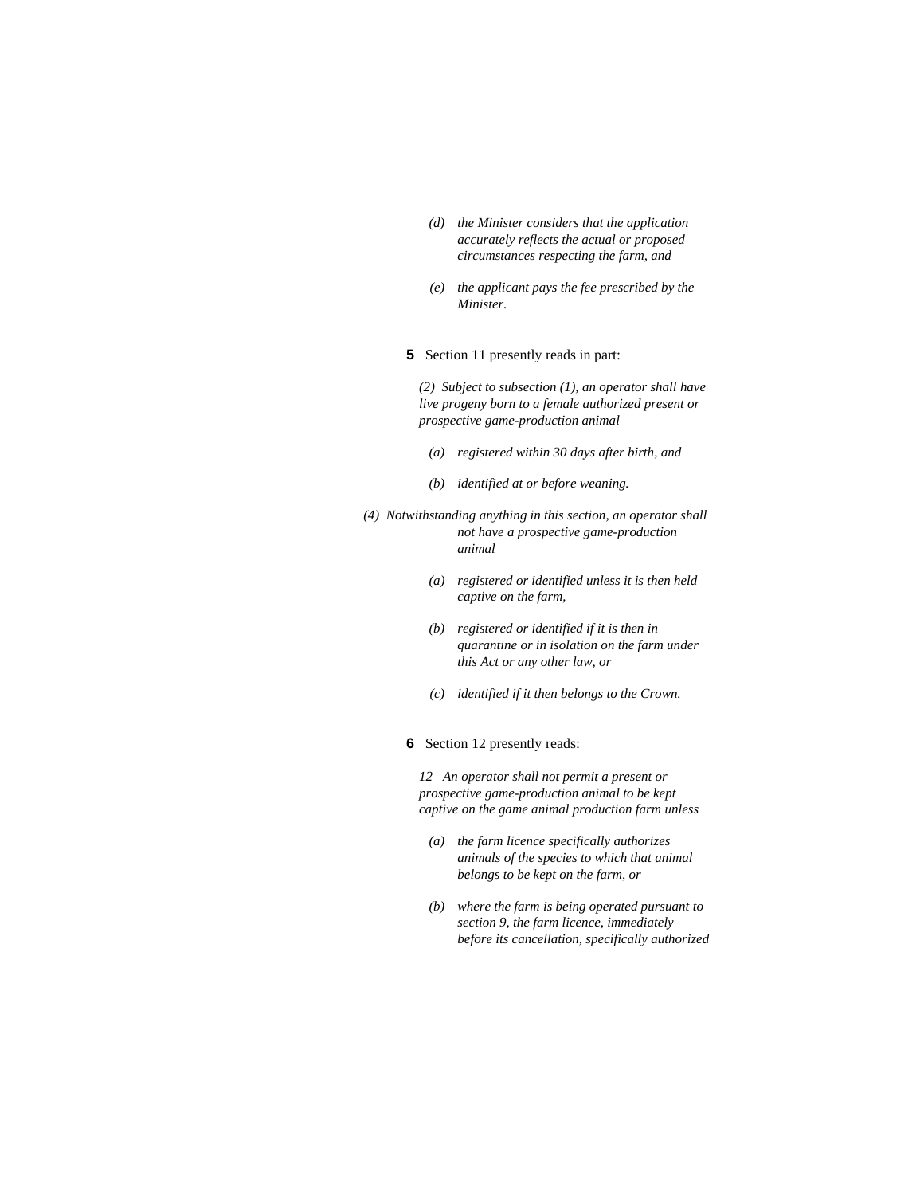*(d) the Minister considers that the application accurately reflects the actual or proposed circumstances respecting the farm, and*

*(e) the applicant pays the fee prescribed by the Minister.*

**5** Section 11 presently reads in part:

*(2) Subject to subsection (1), an operator shall have live progeny born to a female authorized present or prospective game-production animal*

*(a) registered within 30 days after birth, and*

*(b) identified at or before weaning.*

*(4) Notwithstanding anything in this section, an operator shall not have a prospective game-production animal*

*(a) registered or identified unless it is then held captive on the farm,*

*(b) registered or identified if it is then in quarantine or in isolation on the farm under this Act or any other law, or*

*(c) identified if it then belongs to the Crown.*

**6** Section 12 presently reads:

*12 An operator shall not permit a present or prospective game-production animal to be kept captive on the game animal production farm unless*

*(a) the farm licence specifically authorizes animals of the species to which that animal belongs to be kept on the farm, or*

*(b) where the farm is being operated pursuant to section 9, the farm licence, immediately before its cancellation, specifically authorized*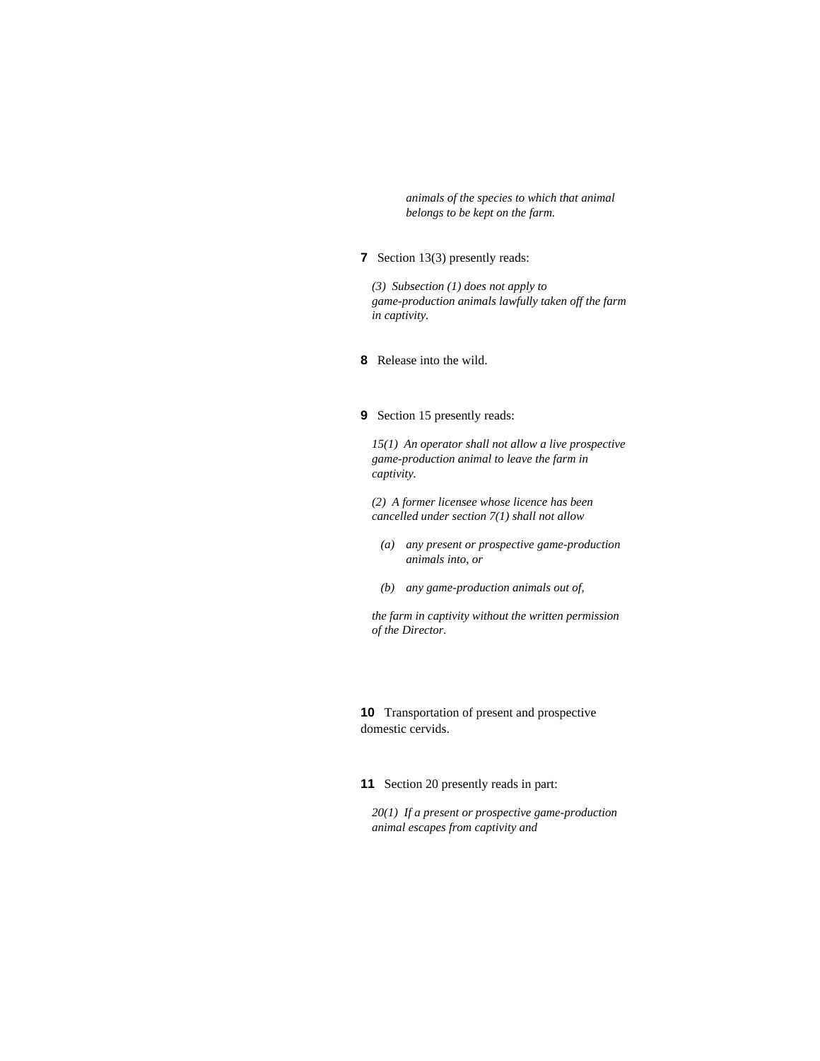*animals of the species to which that animal belongs to be kept on the farm.*

**7** Section 13(3) presently reads:

*(3) Subsection (1) does not apply to game-production animals lawfully taken off the farm in captivity.*

**8** Release into the wild.

**9** Section 15 presently reads:

*15(1) An operator shall not allow a live prospective game-production animal to leave the farm in captivity.*

*(2) A former licensee whose licence has been cancelled under section 7(1) shall not allow*

- *(a) any present or prospective game-production animals into, or*
- *(b) any game-production animals out of,*

*the farm in captivity without the written permission of the Director.*

**10** Transportation of present and prospective domestic cervids.

**11** Section 20 presently reads in part:

*20(1) If a present or prospective game-production animal escapes from captivity and*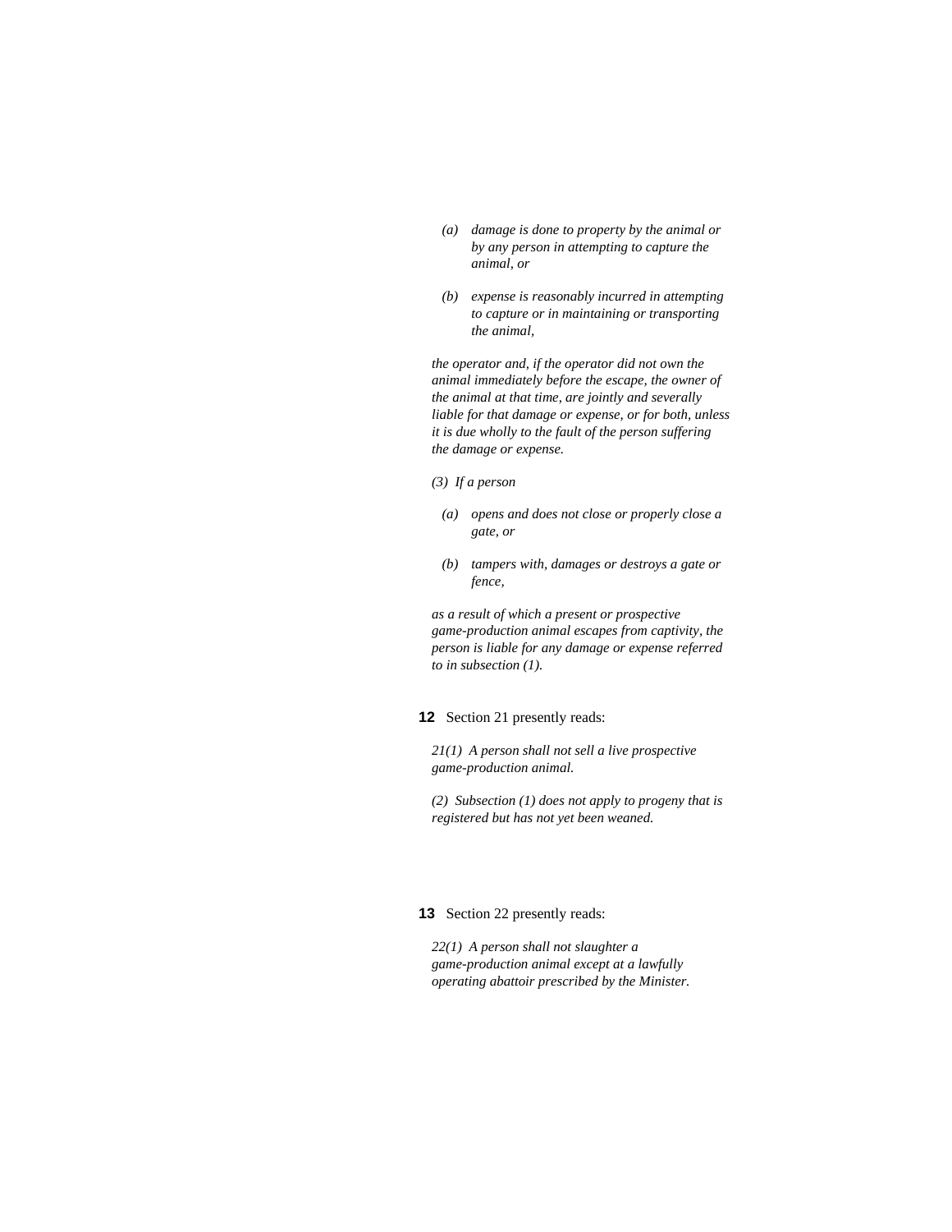*(a) damage is done to property by the animal or by any person in attempting to capture the animal, or*

*(b) expense is reasonably incurred in attempting to capture or in maintaining or transporting the animal,*

*the operator and, if the operator did not own the animal immediately before the escape, the owner of the animal at that time, are jointly and severally liable for that damage or expense, or for both, unless it is due wholly to the fault of the person suffering the damage or expense.*

*(3) If a person*

*(a) opens and does not close or properly close a gate, or*

*(b) tampers with, damages or destroys a gate or fence,*

*as a result of which a present or prospective game-production animal escapes from captivity, the person is liable for any damage or expense referred to in subsection (1).*

**12** Section 21 presently reads:

*21(1) A person shall not sell a live prospective game-production animal.*

*(2) Subsection (1) does not apply to progeny that is registered but has not yet been weaned.*

**13** Section 22 presently reads:

*22(1) A person shall not slaughter a game-production animal except at a lawfully operating abattoir prescribed by the Minister.*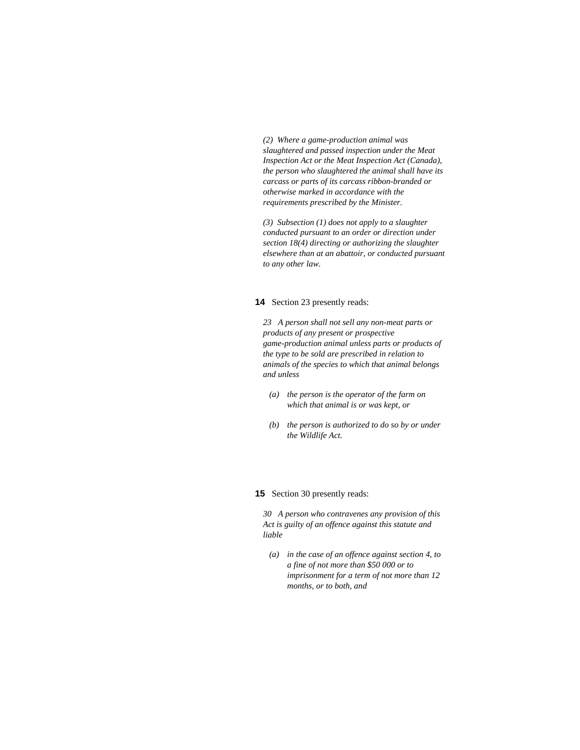*(2) Where a game-production animal was slaughtered and passed inspection under the Meat Inspection Act or the Meat Inspection Act (Canada), the person who slaughtered the animal shall have its carcass or parts of its carcass ribbon-branded or otherwise marked in accordance with the requirements prescribed by the Minister.*

*(3) Subsection (1) does not apply to a slaughter conducted pursuant to an order or direction under section 18(4) directing or authorizing the slaughter elsewhere than at an abattoir, or conducted pursuant to any other law.*

**14** Section 23 presently reads:

*23 A person shall not sell any non-meat parts or products of any present or prospective game-production animal unless parts or products of the type to be sold are prescribed in relation to animals of the species to which that animal belongs and unless*

- *(a) the person is the operator of the farm on which that animal is or was kept, or*
- *(b) the person is authorized to do so by or under the Wildlife Act.*

**15** Section 30 presently reads:

*30 A person who contravenes any provision of this Act is guilty of an offence against this statute and liable*

- *(a) in the case of an offence against section 4, to a fine of not more than $50 000 or to imprisonment for a term of not more than 12 months, or to both, and*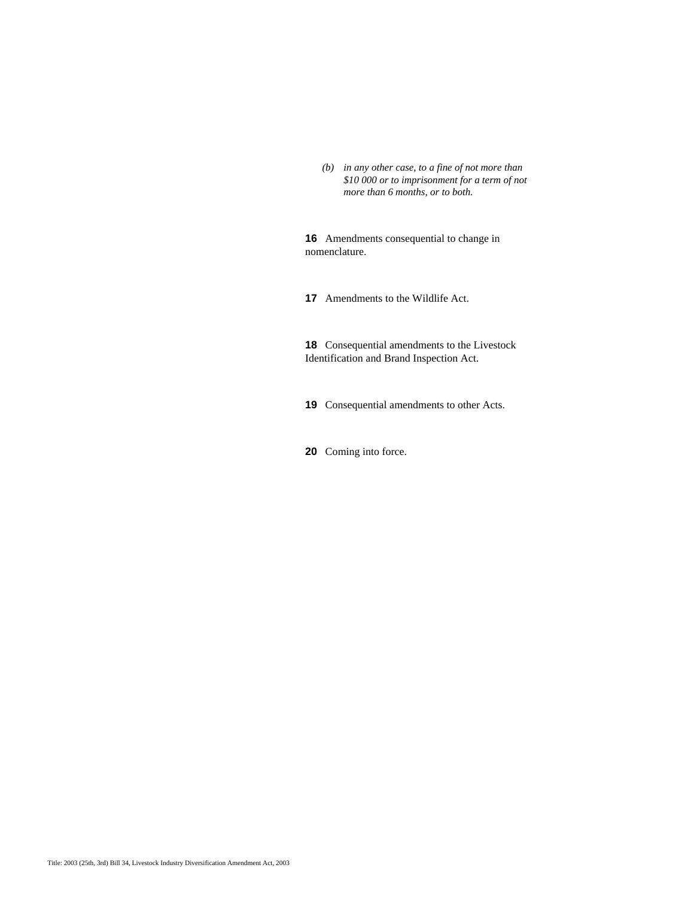*(b) in any other case, to a fine of not more than $10 000 or to imprisonment for a term of not more than 6 months, or to both.*

**16** Amendments consequential to change in nomenclature.

**17** Amendments to the Wildlife Act.

**18** Consequential amendments to the Livestock Identification and Brand Inspection Act.

**19** Consequential amendments to other Acts.

**20** Coming into force.